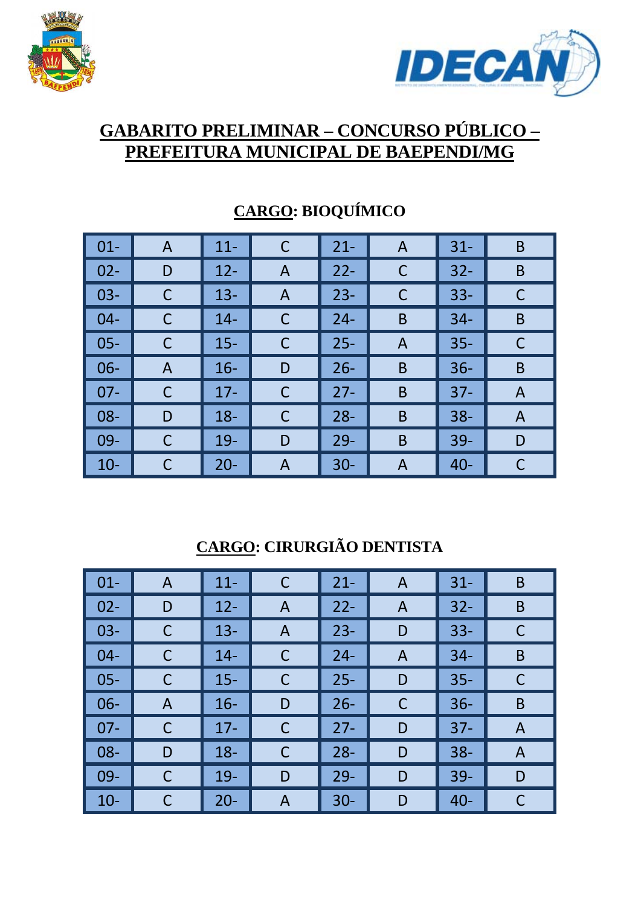# GABARITO PRELIMINAR – CONCURSO PÚBLICO – PREFEITURA MUNICIPAL DE BAEPENDI/MG

## CARGO: BIOQUÍMICO

| 01- | A | 11- | C | 21- | A | 31- | B |
|---|---|---|---|---|---|---|---|
| 02- | D | 12- | A | 22- | C | 32- | B |
| 03- | C | 13- | A | 23- | C | 33- | C |
| 04- | C | 14- | C | 24- | B | 34- | B |
| 05- | C | 15- | C | 25- | A | 35- | C |
| 06- | A | 16- | D | 26- | B | 36- | B |
| 07- | C | 17- | C | 27- | B | 37- | A |
| 08- | D | 18- | C | 28- | B | 38- | A |
| 09- | C | 19- | D | 29- | B | 39- | D |
| 10- | C | 20- | A | 30- | A | 40- | C |

## CARGO: CIRURGIÃO DENTISTA

| 01- | A | 11- | C | 21- | A | 31- | B |
|---|---|---|---|---|---|---|---|
| 02- | D | 12- | A | 22- | A | 32- | B |
| 03- | C | 13- | A | 23- | D | 33- | C |
| 04- | C | 14- | C | 24- | A | 34- | B |
| 05- | C | 15- | C | 25- | D | 35- | C |
| 06- | A | 16- | D | 26- | C | 36- | B |
| 07- | C | 17- | C | 27- | D | 37- | A |
| 08- | D | 18- | C | 28- | D | 38- | A |
| 09- | C | 19- | D | 29- | D | 39- | D |
| 10- | C | 20- | A | 30- | D | 40- | C |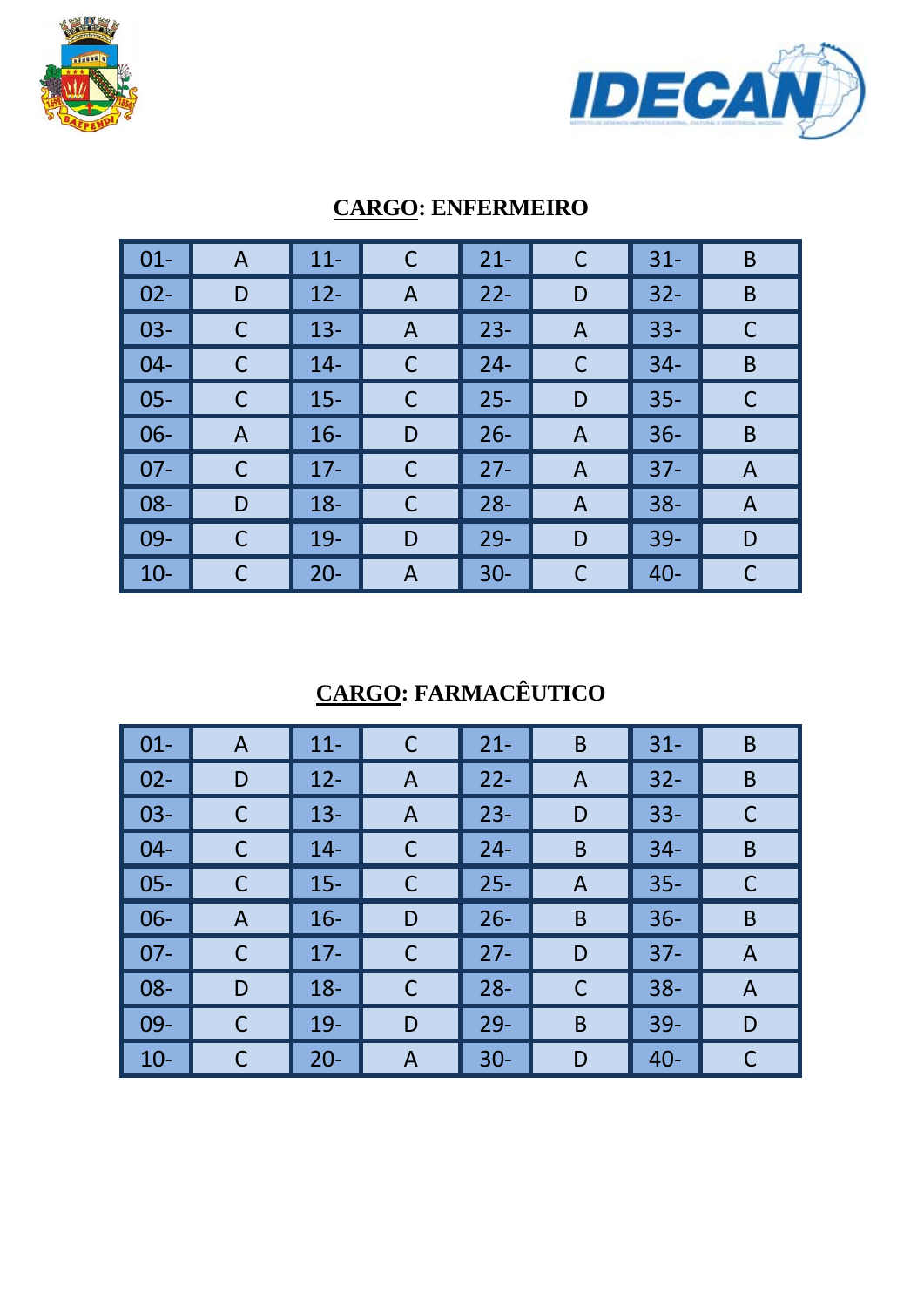## CARGO: ENFERMEIRO

| | | | | | | | |
|---|---|---|---|---|---|---|---|
| 01- | A | 11- | C | 21- | C | 31- | B |
| 02- | D | 12- | A | 22- | D | 32- | B |
| 03- | C | 13- | A | 23- | A | 33- | C |
| 04- | C | 14- | C | 24- | C | 34- | B |
| 05- | C | 15- | C | 25- | D | 35- | C |
| 06- | A | 16- | D | 26- | A | 36- | B |
| 07- | C | 17- | C | 27- | A | 37- | A |
| 08- | D | 18- | C | 28- | A | 38- | A |
| 09- | C | 19- | D | 29- | D | 39- | D |
| 10- | C | 20- | A | 30- | C | 40- | C |

## CARGO: FARMACÊUTICO

| | | | | | | | |
|---|---|---|---|---|---|---|---|
| 01- | A | 11- | C | 21- | B | 31- | B |
| 02- | D | 12- | A | 22- | A | 32- | B |
| 03- | C | 13- | A | 23- | D | 33- | C |
| 04- | C | 14- | C | 24- | B | 34- | B |
| 05- | C | 15- | C | 25- | A | 35- | C |
| 06- | A | 16- | D | 26- | B | 36- | B |
| 07- | C | 17- | C | 27- | D | 37- | A |
| 08- | D | 18- | C | 28- | C | 38- | A |
| 09- | C | 19- | D | 29- | B | 39- | D |
| 10- | C | 20- | A | 30- | D | 40- | C |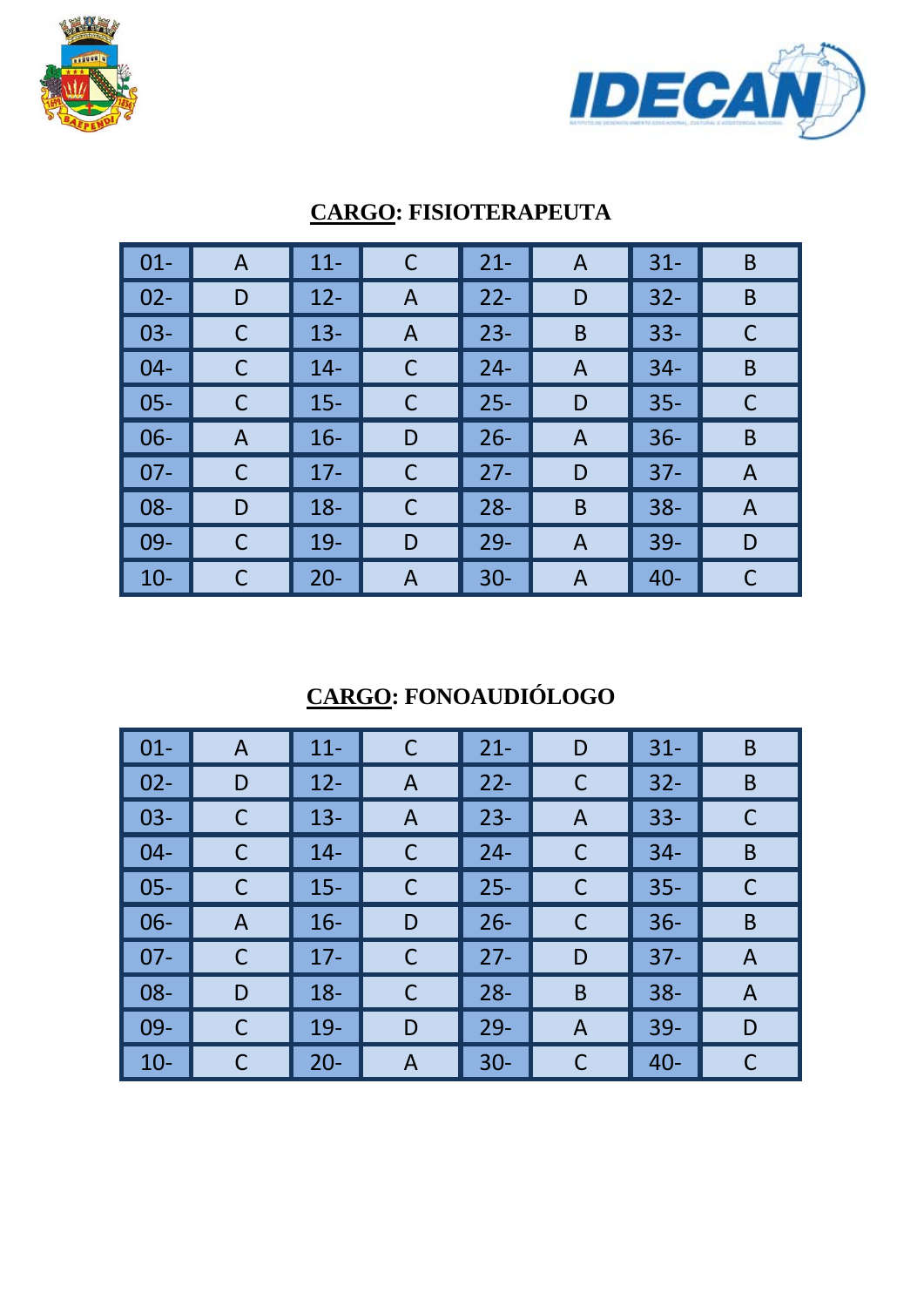## CARGO: FISIOTERAPEUTA

| 01- | A | 11- | C | 21- | A | 31- | B |
|---|---|---|---|---|---|---|---|
| 02- | D | 12- | A | 22- | D | 32- | B |
| 03- | C | 13- | A | 23- | B | 33- | C |
| 04- | C | 14- | C | 24- | A | 34- | B |
| 05- | C | 15- | C | 25- | D | 35- | C |
| 06- | A | 16- | D | 26- | A | 36- | B |
| 07- | C | 17- | C | 27- | D | 37- | A |
| 08- | D | 18- | C | 28- | B | 38- | A |
| 09- | C | 19- | D | 29- | A | 39- | D |
| 10- | C | 20- | A | 30- | A | 40- | C |

## CARGO: FONOAUDIÓLOGO

| 01- | A | 11- | C | 21- | D | 31- | B |
|---|---|---|---|---|---|---|---|
| 02- | D | 12- | A | 22- | C | 32- | B |
| 03- | C | 13- | A | 23- | A | 33- | C |
| 04- | C | 14- | C | 24- | C | 34- | B |
| 05- | C | 15- | C | 25- | C | 35- | C |
| 06- | A | 16- | D | 26- | C | 36- | B |
| 07- | C | 17- | C | 27- | D | 37- | A |
| 08- | D | 18- | C | 28- | B | 38- | A |
| 09- | C | 19- | D | 29- | A | 39- | D |
| 10- | C | 20- | A | 30- | C | 40- | C |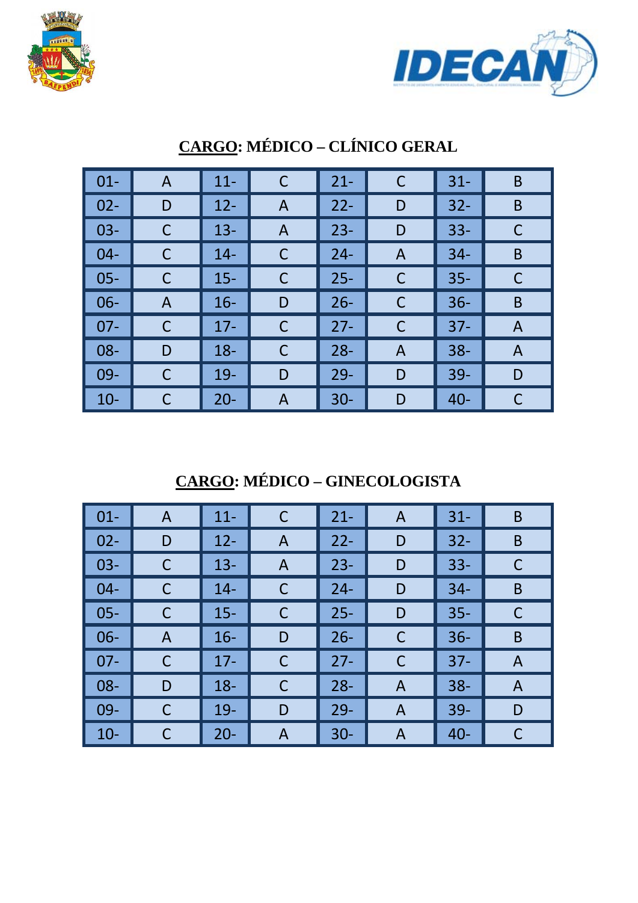## **CARGO**: MÉDICO – CLÍNICO GERAL

| 01- | A | 11- | C | 21- | C | 31- | B |
|---|---|---|---|---|---|---|---|
| 02- | D | 12- | A | 22- | D | 32- | B |
| 03- | C | 13- | A | 23- | D | 33- | C |
| 04- | C | 14- | C | 24- | A | 34- | B |
| 05- | C | 15- | C | 25- | C | 35- | C |
| 06- | A | 16- | D | 26- | C | 36- | B |
| 07- | C | 17- | C | 27- | C | 37- | A |
| 08- | D | 18- | C | 28- | A | 38- | A |
| 09- | C | 19- | D | 29- | D | 39- | D |
| 10- | C | 20- | A | 30- | D | 40- | C |

## **CARGO**: MÉDICO – GINECOLOGISTA

| 01- | A | 11- | C | 21- | A | 31- | B |
|---|---|---|---|---|---|---|---|
| 02- | D | 12- | A | 22- | D | 32- | B |
| 03- | C | 13- | A | 23- | D | 33- | C |
| 04- | C | 14- | C | 24- | D | 34- | B |
| 05- | C | 15- | C | 25- | D | 35- | C |
| 06- | A | 16- | D | 26- | C | 36- | B |
| 07- | C | 17- | C | 27- | C | 37- | A |
| 08- | D | 18- | C | 28- | A | 38- | A |
| 09- | C | 19- | D | 29- | A | 39- | D |
| 10- | C | 20- | A | 30- | A | 40- | C |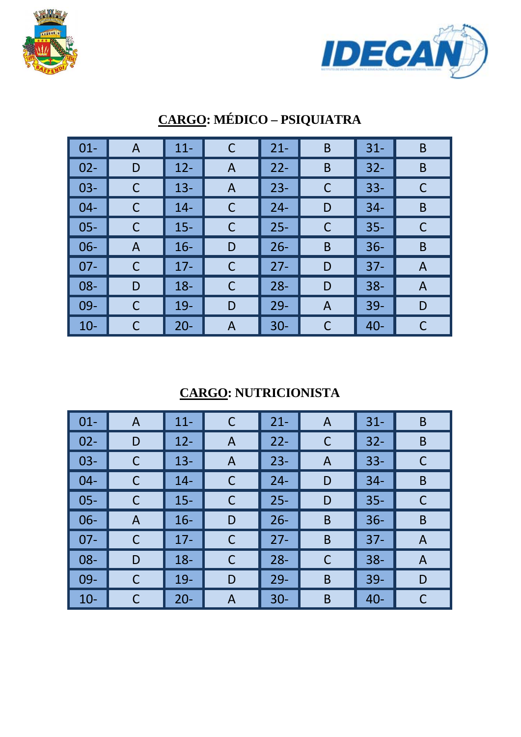## CARGO: MÉDICO – PSIQUIATRA

| | | | | | | | |
|---|---|---|---|---|---|---|---|
| 01- | A | 11- | C | 21- | B | 31- | B |
| 02- | D | 12- | A | 22- | B | 32- | B |
| 03- | C | 13- | A | 23- | C | 33- | C |
| 04- | C | 14- | C | 24- | D | 34- | B |
| 05- | C | 15- | C | 25- | C | 35- | C |
| 06- | A | 16- | D | 26- | B | 36- | B |
| 07- | C | 17- | C | 27- | D | 37- | A |
| 08- | D | 18- | C | 28- | D | 38- | A |
| 09- | C | 19- | D | 29- | A | 39- | D |
| 10- | C | 20- | A | 30- | C | 40- | C |

## CARGO: NUTRICIONISTA

| | | | | | | | |
|---|---|---|---|---|---|---|---|
| 01- | A | 11- | C | 21- | A | 31- | B |
| 02- | D | 12- | A | 22- | C | 32- | B |
| 03- | C | 13- | A | 23- | A | 33- | C |
| 04- | C | 14- | C | 24- | D | 34- | B |
| 05- | C | 15- | C | 25- | D | 35- | C |
| 06- | A | 16- | D | 26- | B | 36- | B |
| 07- | C | 17- | C | 27- | B | 37- | A |
| 08- | D | 18- | C | 28- | C | 38- | A |
| 09- | C | 19- | D | 29- | B | 39- | D |
| 10- | C | 20- | A | 30- | B | 40- | C |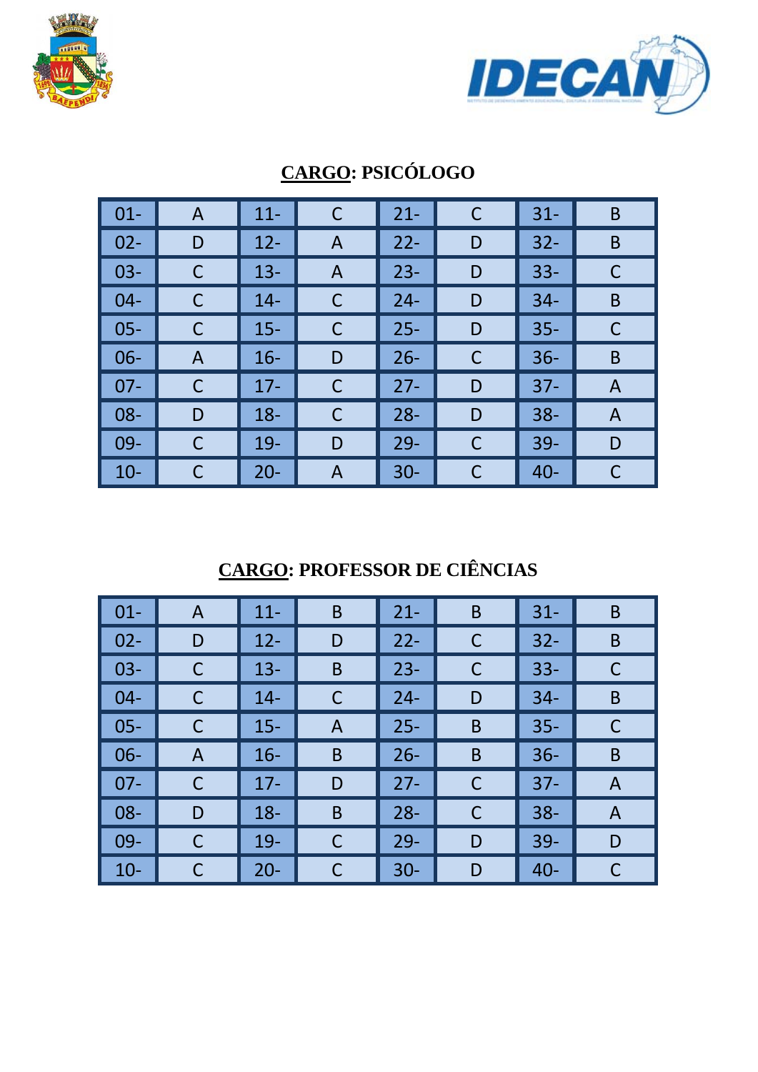## CARGO: PSICÓLOGO

| | | | | | | | |
|---|---|---|---|---|---|---|---|
| 01- | A | 11- | C | 21- | C | 31- | B |
| 02- | D | 12- | A | 22- | D | 32- | B |
| 03- | C | 13- | A | 23- | D | 33- | C |
| 04- | C | 14- | C | 24- | D | 34- | B |
| 05- | C | 15- | C | 25- | D | 35- | C |
| 06- | A | 16- | D | 26- | C | 36- | B |
| 07- | C | 17- | C | 27- | D | 37- | A |
| 08- | D | 18- | C | 28- | D | 38- | A |
| 09- | C | 19- | D | 29- | C | 39- | D |
| 10- | C | 20- | A | 30- | C | 40- | C |

## CARGO: PROFESSOR DE CIÊNCIAS

| | | | | | | | |
|---|---|---|---|---|---|---|---|
| 01- | A | 11- | B | 21- | B | 31- | B |
| 02- | D | 12- | D | 22- | C | 32- | B |
| 03- | C | 13- | B | 23- | C | 33- | C |
| 04- | C | 14- | C | 24- | D | 34- | B |
| 05- | C | 15- | A | 25- | B | 35- | C |
| 06- | A | 16- | B | 26- | B | 36- | B |
| 07- | C | 17- | D | 27- | C | 37- | A |
| 08- | D | 18- | B | 28- | C | 38- | A |
| 09- | C | 19- | C | 29- | D | 39- | D |
| 10- | C | 20- | C | 30- | D | 40- | C |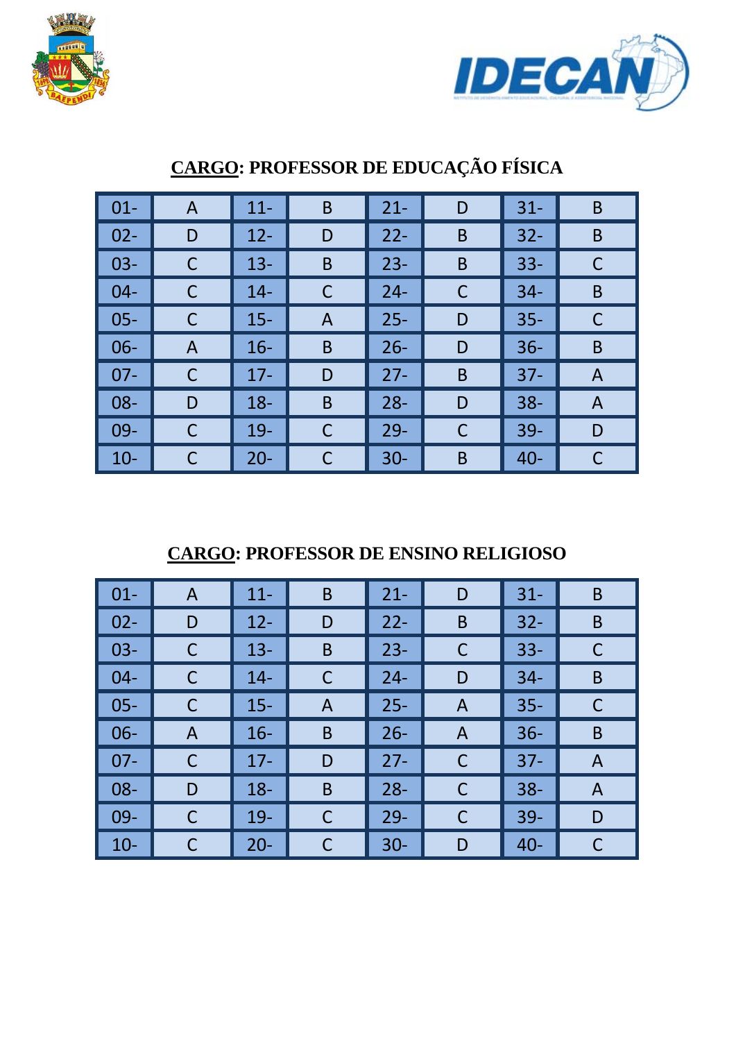## CARGO: PROFESSOR DE EDUCAÇÃO FÍSICA

| | | | | | | | |
|---|---|---|---|---|---|---|---|
| 01- | A | 11- | B | 21- | D | 31- | B |
| 02- | D | 12- | D | 22- | B | 32- | B |
| 03- | C | 13- | B | 23- | B | 33- | C |
| 04- | C | 14- | C | 24- | C | 34- | B |
| 05- | C | 15- | A | 25- | D | 35- | C |
| 06- | A | 16- | B | 26- | D | 36- | B |
| 07- | C | 17- | D | 27- | B | 37- | A |
| 08- | D | 18- | B | 28- | D | 38- | A |
| 09- | C | 19- | C | 29- | C | 39- | D |
| 10- | C | 20- | C | 30- | B | 40- | C |

## CARGO: PROFESSOR DE ENSINO RELIGIOSO

| | | | | | | | |
|---|---|---|---|---|---|---|---|
| 01- | A | 11- | B | 21- | D | 31- | B |
| 02- | D | 12- | D | 22- | B | 32- | B |
| 03- | C | 13- | B | 23- | C | 33- | C |
| 04- | C | 14- | C | 24- | D | 34- | B |
| 05- | C | 15- | A | 25- | A | 35- | C |
| 06- | A | 16- | B | 26- | A | 36- | B |
| 07- | C | 17- | D | 27- | C | 37- | A |
| 08- | D | 18- | B | 28- | C | 38- | A |
| 09- | C | 19- | C | 29- | C | 39- | D |
| 10- | C | 20- | C | 30- | D | 40- | C |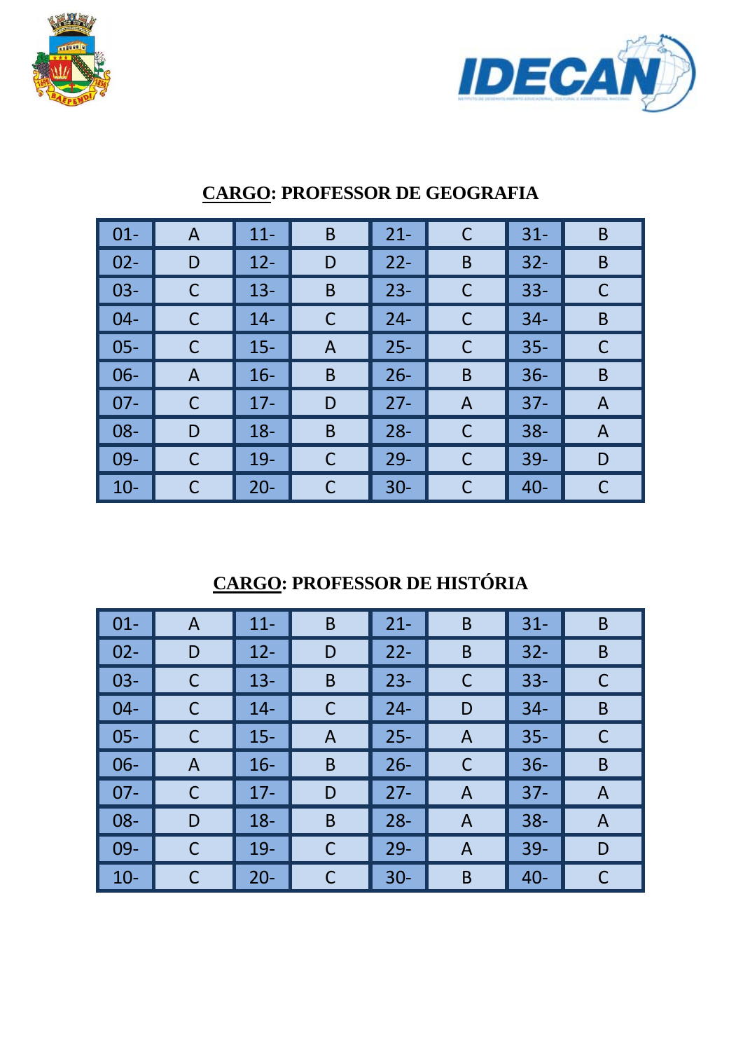## CARGO: PROFESSOR DE GEOGRAFIA

| | | | | | | | |
|---|---|---|---|---|---|---|---|
| 01- | A | 11- | B | 21- | C | 31- | B |
| 02- | D | 12- | D | 22- | B | 32- | B |
| 03- | C | 13- | B | 23- | C | 33- | C |
| 04- | C | 14- | C | 24- | C | 34- | B |
| 05- | C | 15- | A | 25- | C | 35- | C |
| 06- | A | 16- | B | 26- | B | 36- | B |
| 07- | C | 17- | D | 27- | A | 37- | A |
| 08- | D | 18- | B | 28- | C | 38- | A |
| 09- | C | 19- | C | 29- | C | 39- | D |
| 10- | C | 20- | C | 30- | C | 40- | C |

## CARGO: PROFESSOR DE HISTÓRIA

| | | | | | | | |
|---|---|---|---|---|---|---|---|
| 01- | A | 11- | B | 21- | B | 31- | B |
| 02- | D | 12- | D | 22- | B | 32- | B |
| 03- | C | 13- | B | 23- | C | 33- | C |
| 04- | C | 14- | C | 24- | D | 34- | B |
| 05- | C | 15- | A | 25- | A | 35- | C |
| 06- | A | 16- | B | 26- | C | 36- | B |
| 07- | C | 17- | D | 27- | A | 37- | A |
| 08- | D | 18- | B | 28- | A | 38- | A |
| 09- | C | 19- | C | 29- | A | 39- | D |
| 10- | C | 20- | C | 30- | B | 40- | C |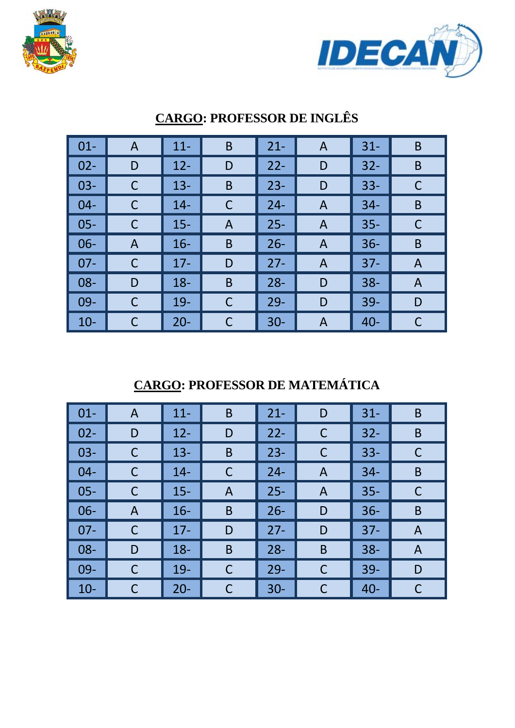## CARGO: PROFESSOR DE INGLÊS

| | | | | | | | |
|---|---|---|---|---|---|---|---|
| 01- | A | 11- | B | 21- | A | 31- | B |
| 02- | D | 12- | D | 22- | D | 32- | B |
| 03- | C | 13- | B | 23- | D | 33- | C |
| 04- | C | 14- | C | 24- | A | 34- | B |
| 05- | C | 15- | A | 25- | A | 35- | C |
| 06- | A | 16- | B | 26- | A | 36- | B |
| 07- | C | 17- | D | 27- | A | 37- | A |
| 08- | D | 18- | B | 28- | D | 38- | A |
| 09- | C | 19- | C | 29- | D | 39- | D |
| 10- | C | 20- | C | 30- | A | 40- | C |

## CARGO: PROFESSOR DE MATEMÁTICA

| | | | | | | | |
|---|---|---|---|---|---|---|---|
| 01- | A | 11- | B | 21- | D | 31- | B |
| 02- | D | 12- | D | 22- | C | 32- | B |
| 03- | C | 13- | B | 23- | C | 33- | C |
| 04- | C | 14- | C | 24- | A | 34- | B |
| 05- | C | 15- | A | 25- | A | 35- | C |
| 06- | A | 16- | B | 26- | D | 36- | B |
| 07- | C | 17- | D | 27- | D | 37- | A |
| 08- | D | 18- | B | 28- | B | 38- | A |
| 09- | C | 19- | C | 29- | C | 39- | D |
| 10- | C | 20- | C | 30- | C | 40- | C |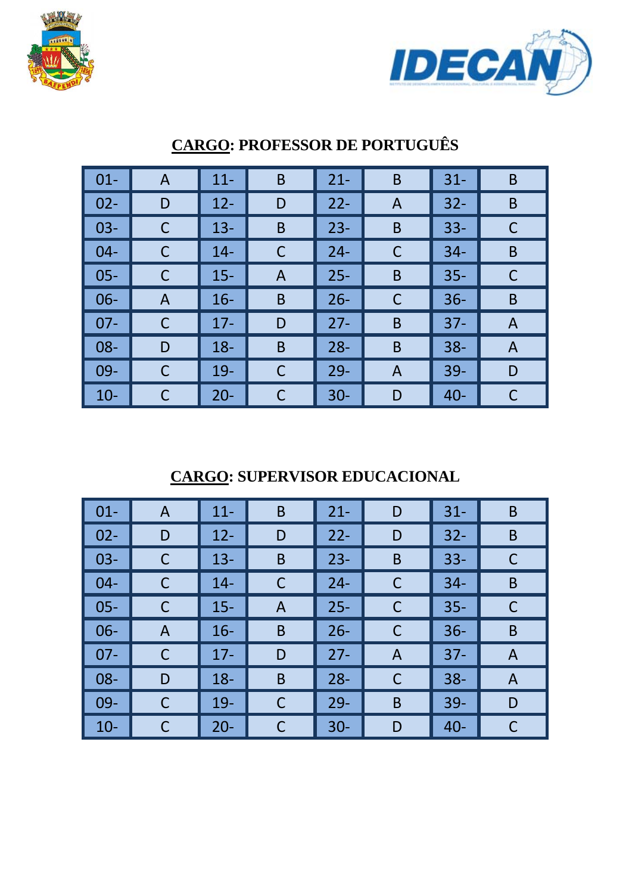## CARGO: PROFESSOR DE PORTUGUÊS

| | | | | | | | |
|---|---|---|---|---|---|---|---|
| 01- | A | 11- | B | 21- | B | 31- | B |
| 02- | D | 12- | D | 22- | A | 32- | B |
| 03- | C | 13- | B | 23- | B | 33- | C |
| 04- | C | 14- | C | 24- | C | 34- | B |
| 05- | C | 15- | A | 25- | B | 35- | C |
| 06- | A | 16- | B | 26- | C | 36- | B |
| 07- | C | 17- | D | 27- | B | 37- | A |
| 08- | D | 18- | B | 28- | B | 38- | A |
| 09- | C | 19- | C | 29- | A | 39- | D |
| 10- | C | 20- | C | 30- | D | 40- | C |

## CARGO: SUPERVISOR EDUCACIONAL

| | | | | | | | |
|---|---|---|---|---|---|---|---|
| 01- | A | 11- | B | 21- | D | 31- | B |
| 02- | D | 12- | D | 22- | D | 32- | B |
| 03- | C | 13- | B | 23- | B | 33- | C |
| 04- | C | 14- | C | 24- | C | 34- | B |
| 05- | C | 15- | A | 25- | C | 35- | C |
| 06- | A | 16- | B | 26- | C | 36- | B |
| 07- | C | 17- | D | 27- | A | 37- | A |
| 08- | D | 18- | B | 28- | C | 38- | A |
| 09- | C | 19- | C | 29- | B | 39- | D |
| 10- | C | 20- | C | 30- | D | 40- | C |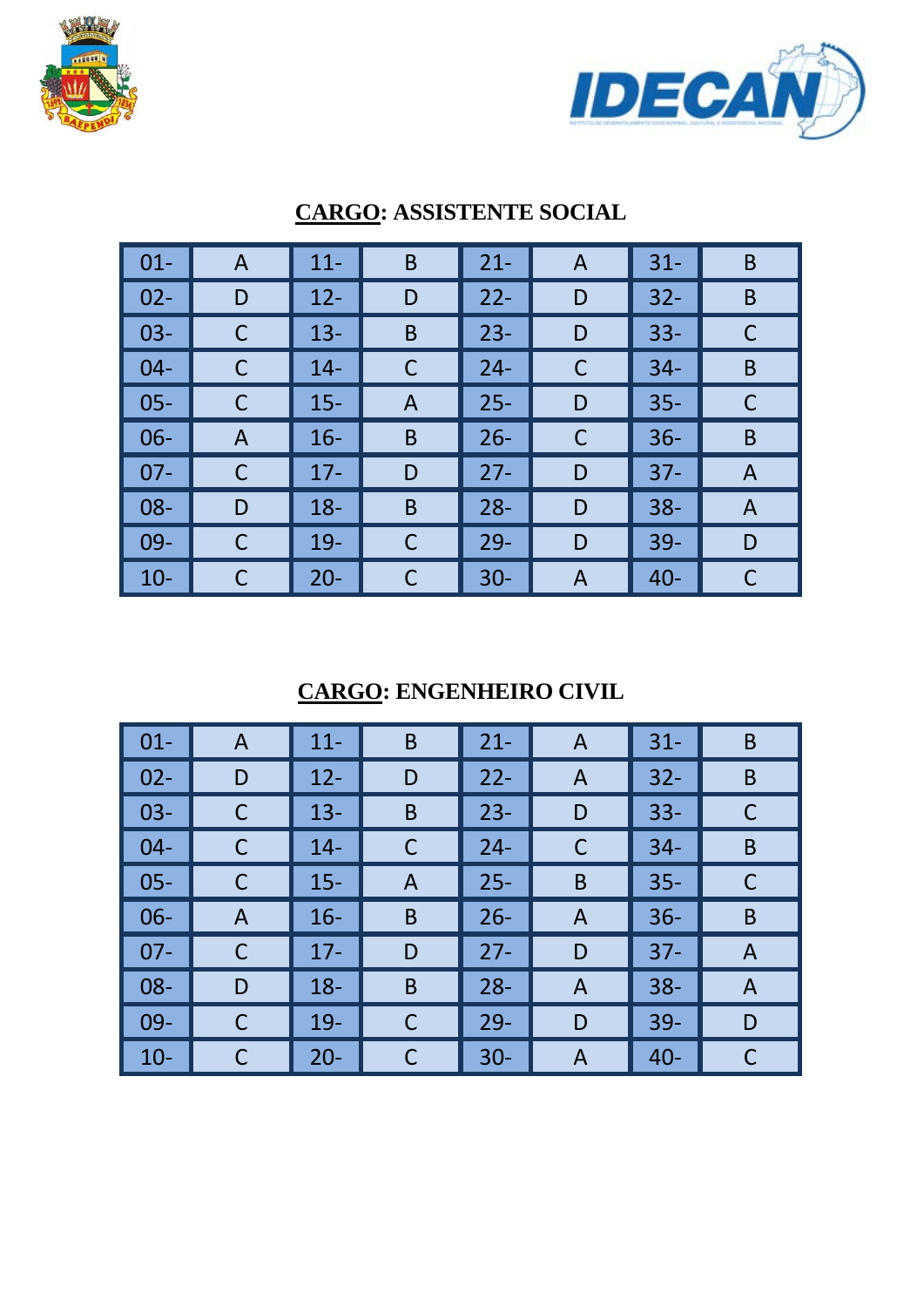**<u>CARGO</u>: ASSISTENTE SOCIAL**

| | | | | | | | |
|---|---|---|---|---|---|---|---|
| 01- | A | 11- | B | 21- | A | 31- | B |
| 02- | D | 12- | D | 22- | D | 32- | B |
| 03- | C | 13- | B | 23- | D | 33- | C |
| 04- | C | 14- | C | 24- | C | 34- | B |
| 05- | C | 15- | A | 25- | D | 35- | C |
| 06- | A | 16- | B | 26- | C | 36- | B |
| 07- | C | 17- | D | 27- | D | 37- | A |
| 08- | D | 18- | B | 28- | D | 38- | A |
| 09- | C | 19- | C | 29- | D | 39- | D |
| 10- | C | 20- | C | 30- | A | 40- | C |

**<u>CARGO</u>: ENGENHEIRO CIVIL**

| | | | | | | | |
|---|---|---|---|---|---|---|---|
| 01- | A | 11- | B | 21- | A | 31- | B |
| 02- | D | 12- | D | 22- | A | 32- | B |
| 03- | C | 13- | B | 23- | D | 33- | C |
| 04- | C | 14- | C | 24- | C | 34- | B |
| 05- | C | 15- | A | 25- | B | 35- | C |
| 06- | A | 16- | B | 26- | A | 36- | B |
| 07- | C | 17- | D | 27- | D | 37- | A |
| 08- | D | 18- | B | 28- | A | 38- | A |
| 09- | C | 19- | C | 29- | D | 39- | D |
| 10- | C | 20- | C | 30- | A | 40- | C |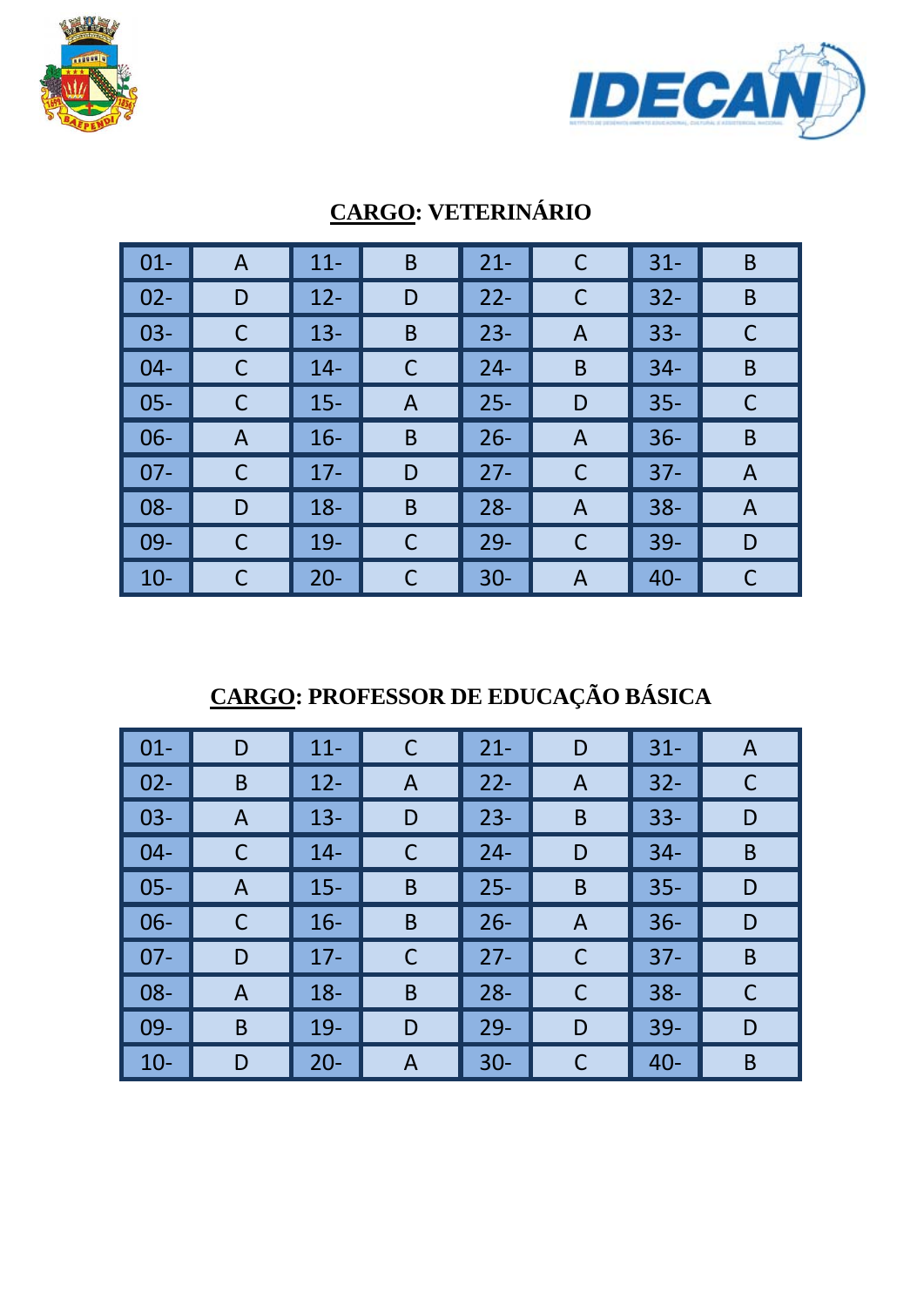## CARGO: VETERINÁRIO

| 01- | A | 11- | B | 21- | C | 31- | B |
|---|---|---|---|---|---|---|---|
| 02- | D | 12- | D | 22- | C | 32- | B |
| 03- | C | 13- | B | 23- | A | 33- | C |
| 04- | C | 14- | C | 24- | B | 34- | B |
| 05- | C | 15- | A | 25- | D | 35- | C |
| 06- | A | 16- | B | 26- | A | 36- | B |
| 07- | C | 17- | D | 27- | C | 37- | A |
| 08- | D | 18- | B | 28- | A | 38- | A |
| 09- | C | 19- | C | 29- | C | 39- | D |
| 10- | C | 20- | C | 30- | A | 40- | C |

## CARGO: PROFESSOR DE EDUCAÇÃO BÁSICA

| 01- | D | 11- | C | 21- | D | 31- | A |
|---|---|---|---|---|---|---|---|
| 02- | B | 12- | A | 22- | A | 32- | C |
| 03- | A | 13- | D | 23- | B | 33- | D |
| 04- | C | 14- | C | 24- | D | 34- | B |
| 05- | A | 15- | B | 25- | B | 35- | D |
| 06- | C | 16- | B | 26- | A | 36- | D |
| 07- | D | 17- | C | 27- | C | 37- | B |
| 08- | A | 18- | B | 28- | C | 38- | C |
| 09- | B | 19- | D | 29- | D | 39- | D |
| 10- | D | 20- | A | 30- | C | 40- | B |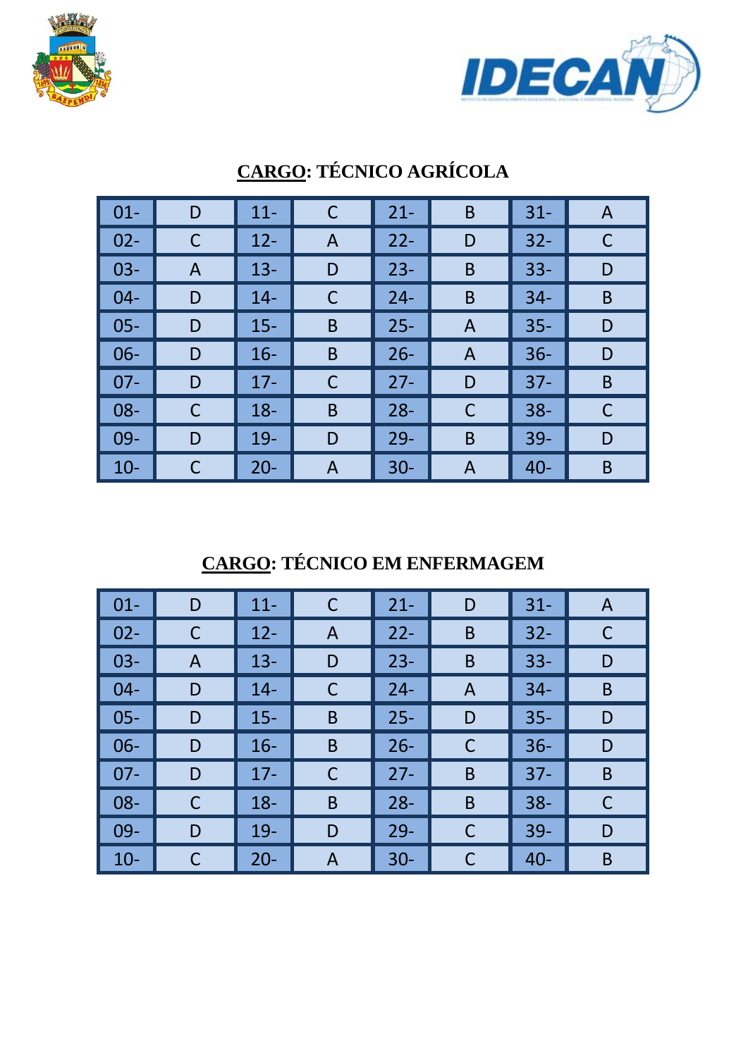## CARGO: TÉCNICO AGRÍCOLA

| | | | | | | | |
|---|---|---|---|---|---|---|---|
| 01- | D | 11- | C | 21- | B | 31- | A |
| 02- | C | 12- | A | 22- | D | 32- | C |
| 03- | A | 13- | D | 23- | B | 33- | D |
| 04- | D | 14- | C | 24- | B | 34- | B |
| 05- | D | 15- | B | 25- | A | 35- | D |
| 06- | D | 16- | B | 26- | A | 36- | D |
| 07- | D | 17- | C | 27- | D | 37- | B |
| 08- | C | 18- | B | 28- | C | 38- | C |
| 09- | D | 19- | D | 29- | B | 39- | D |
| 10- | C | 20- | A | 30- | A | 40- | B |

## CARGO: TÉCNICO EM ENFERMAGEM

| | | | | | | | |
|---|---|---|---|---|---|---|---|
| 01- | D | 11- | C | 21- | D | 31- | A |
| 02- | C | 12- | A | 22- | B | 32- | C |
| 03- | A | 13- | D | 23- | B | 33- | D |
| 04- | D | 14- | C | 24- | A | 34- | B |
| 05- | D | 15- | B | 25- | D | 35- | D |
| 06- | D | 16- | B | 26- | C | 36- | D |
| 07- | D | 17- | C | 27- | B | 37- | B |
| 08- | C | 18- | B | 28- | B | 38- | C |
| 09- | D | 19- | D | 29- | C | 39- | D |
| 10- | C | 20- | A | 30- | C | 40- | B |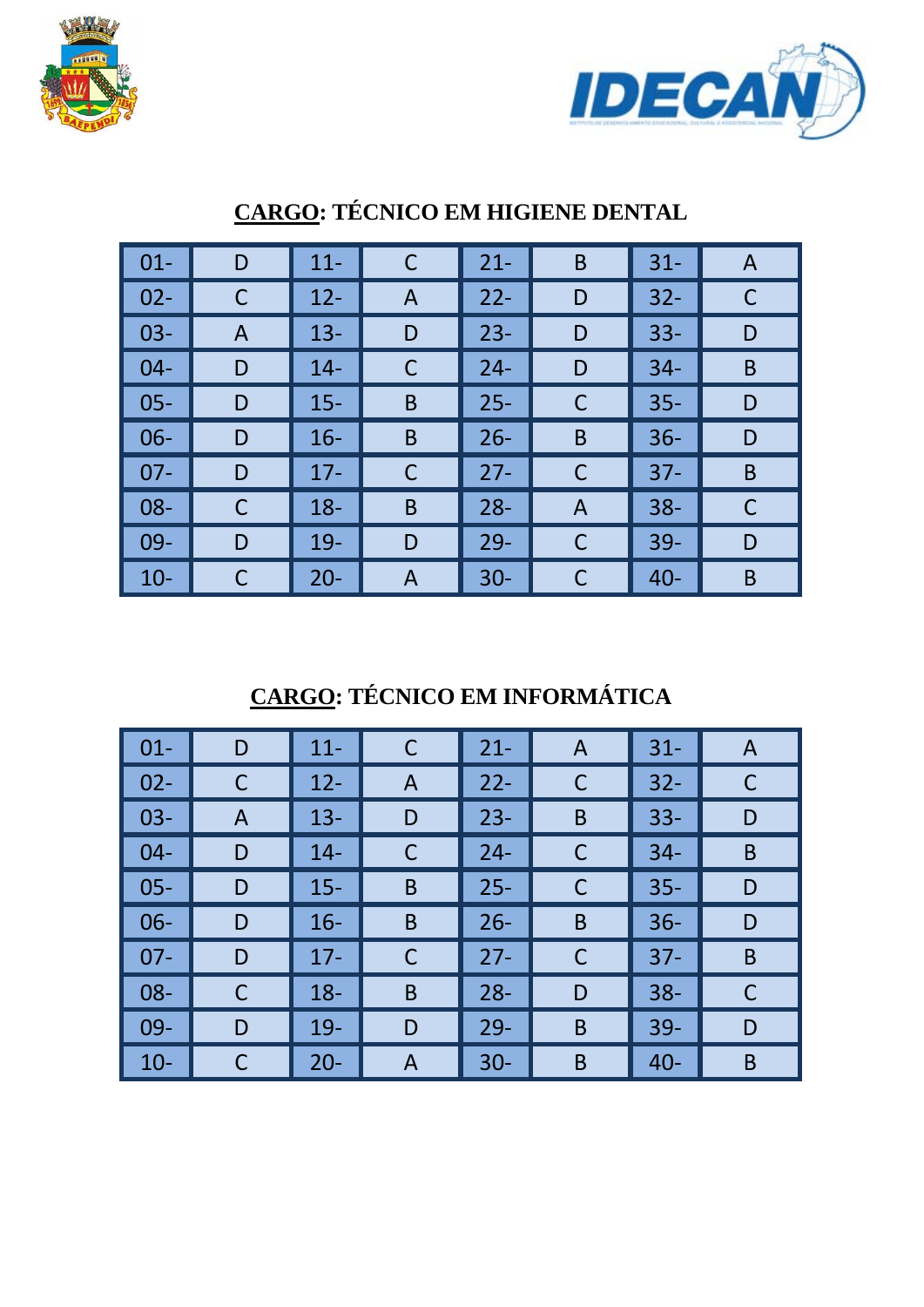## CARGO: TÉCNICO EM HIGIENE DENTAL

| | | | | | | | |
|---|---|---|---|---|---|---|---|
| 01- | D | 11- | C | 21- | B | 31- | A |
| 02- | C | 12- | A | 22- | D | 32- | C |
| 03- | A | 13- | D | 23- | D | 33- | D |
| 04- | D | 14- | C | 24- | D | 34- | B |
| 05- | D | 15- | B | 25- | C | 35- | D |
| 06- | D | 16- | B | 26- | B | 36- | D |
| 07- | D | 17- | C | 27- | C | 37- | B |
| 08- | C | 18- | B | 28- | A | 38- | C |
| 09- | D | 19- | D | 29- | C | 39- | D |
| 10- | C | 20- | A | 30- | C | 40- | B |

## CARGO: TÉCNICO EM INFORMÁTICA

| | | | | | | | |
|---|---|---|---|---|---|---|---|
| 01- | D | 11- | C | 21- | A | 31- | A |
| 02- | C | 12- | A | 22- | C | 32- | C |
| 03- | A | 13- | D | 23- | B | 33- | D |
| 04- | D | 14- | C | 24- | C | 34- | B |
| 05- | D | 15- | B | 25- | C | 35- | D |
| 06- | D | 16- | B | 26- | B | 36- | D |
| 07- | D | 17- | C | 27- | C | 37- | B |
| 08- | C | 18- | B | 28- | D | 38- | C |
| 09- | D | 19- | D | 29- | B | 39- | D |
| 10- | C | 20- | A | 30- | B | 40- | B |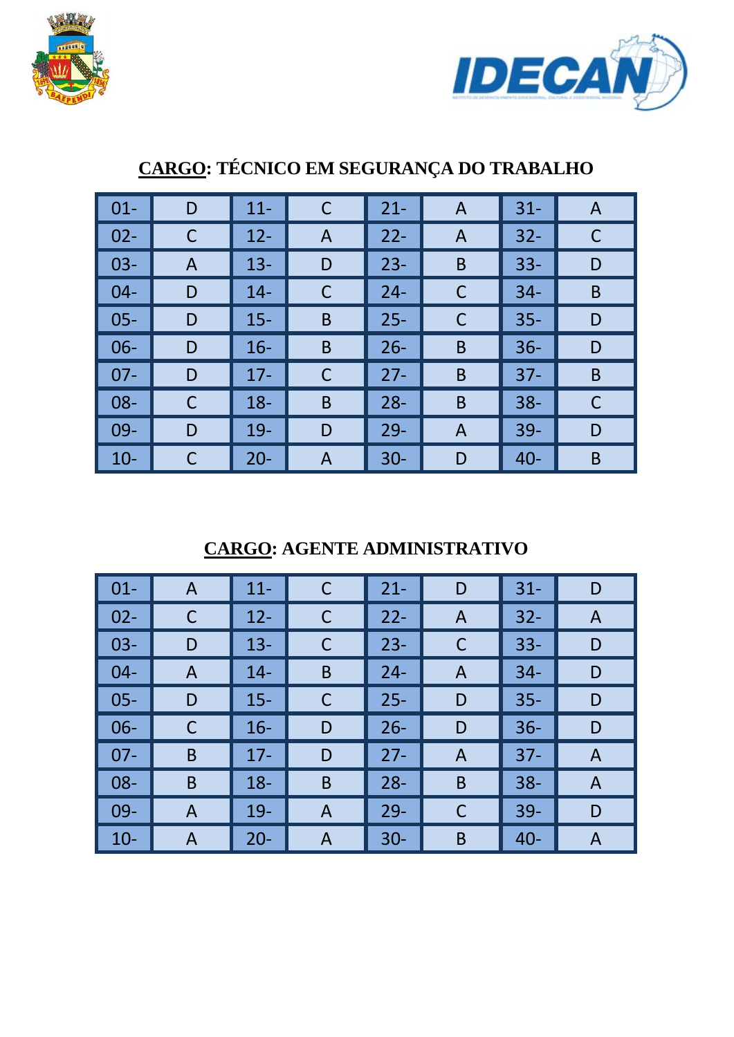## CARGO: TÉCNICO EM SEGURANÇA DO TRABALHO

| | | | | | | | |
|---|---|---|---|---|---|---|---|
| 01- | D | 11- | C | 21- | A | 31- | A |
| 02- | C | 12- | A | 22- | A | 32- | C |
| 03- | A | 13- | D | 23- | B | 33- | D |
| 04- | D | 14- | C | 24- | C | 34- | B |
| 05- | D | 15- | B | 25- | C | 35- | D |
| 06- | D | 16- | B | 26- | B | 36- | D |
| 07- | D | 17- | C | 27- | B | 37- | B |
| 08- | C | 18- | B | 28- | B | 38- | C |
| 09- | D | 19- | D | 29- | A | 39- | D |
| 10- | C | 20- | A | 30- | D | 40- | B |

## CARGO: AGENTE ADMINISTRATIVO

| | | | | | | | |
|---|---|---|---|---|---|---|---|
| 01- | A | 11- | C | 21- | D | 31- | D |
| 02- | C | 12- | C | 22- | A | 32- | A |
| 03- | D | 13- | C | 23- | C | 33- | D |
| 04- | A | 14- | B | 24- | A | 34- | D |
| 05- | D | 15- | C | 25- | D | 35- | D |
| 06- | C | 16- | D | 26- | D | 36- | D |
| 07- | B | 17- | D | 27- | A | 37- | A |
| 08- | B | 18- | B | 28- | B | 38- | A |
| 09- | A | 19- | A | 29- | C | 39- | D |
| 10- | A | 20- | A | 30- | B | 40- | A |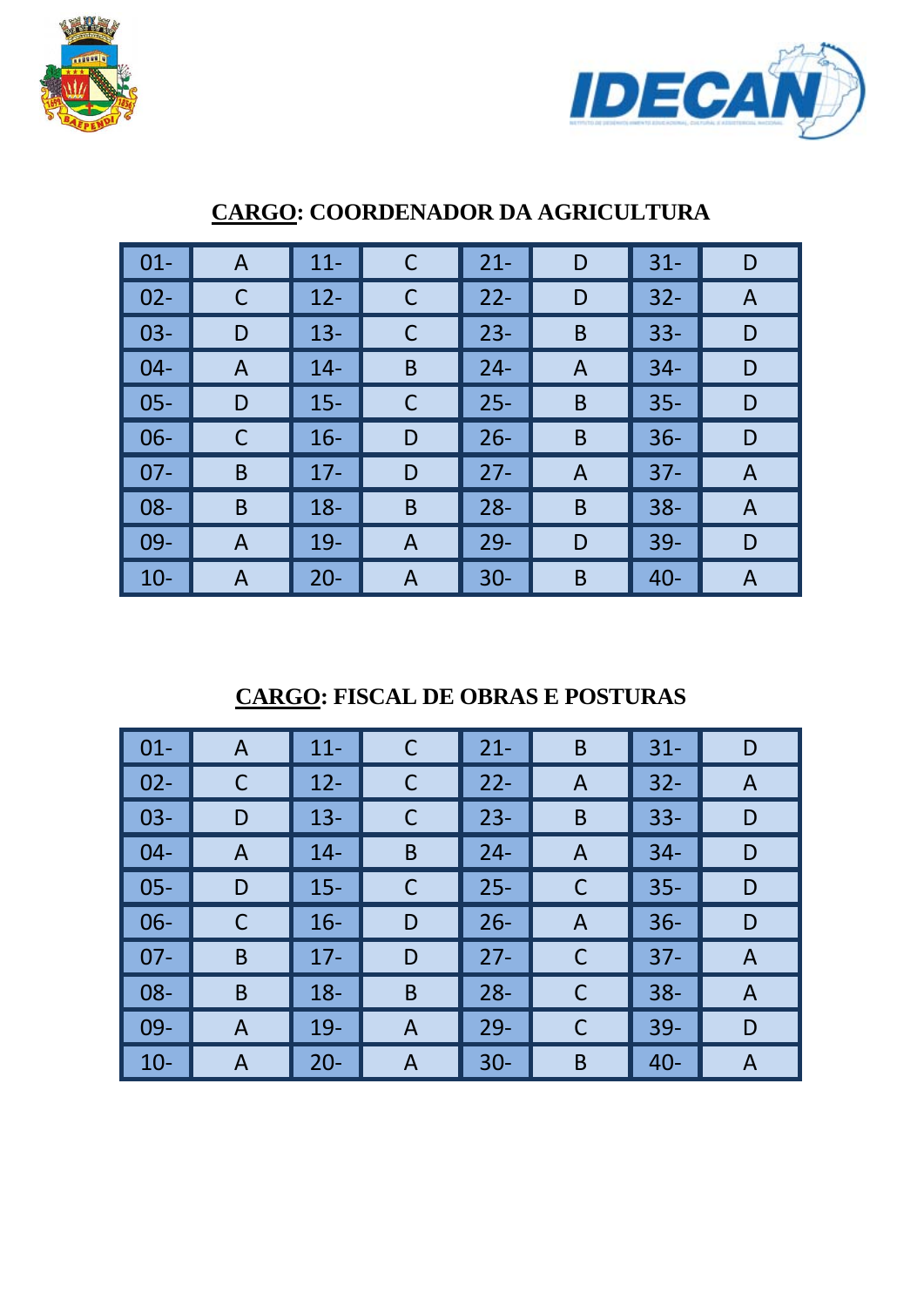## CARGO: COORDENADOR DA AGRICULTURA

| | | | | | | | |
|---|---|---|---|---|---|---|---|
| 01- | A | 11- | C | 21- | D | 31- | D |
| 02- | C | 12- | C | 22- | D | 32- | A |
| 03- | D | 13- | C | 23- | B | 33- | D |
| 04- | A | 14- | B | 24- | A | 34- | D |
| 05- | D | 15- | C | 25- | B | 35- | D |
| 06- | C | 16- | D | 26- | B | 36- | D |
| 07- | B | 17- | D | 27- | A | 37- | A |
| 08- | B | 18- | B | 28- | B | 38- | A |
| 09- | A | 19- | A | 29- | D | 39- | D |
| 10- | A | 20- | A | 30- | B | 40- | A |

## CARGO: FISCAL DE OBRAS E POSTURAS

| | | | | | | | |
|---|---|---|---|---|---|---|---|
| 01- | A | 11- | C | 21- | B | 31- | D |
| 02- | C | 12- | C | 22- | A | 32- | A |
| 03- | D | 13- | C | 23- | B | 33- | D |
| 04- | A | 14- | B | 24- | A | 34- | D |
| 05- | D | 15- | C | 25- | C | 35- | D |
| 06- | C | 16- | D | 26- | A | 36- | D |
| 07- | B | 17- | D | 27- | C | 37- | A |
| 08- | B | 18- | B | 28- | C | 38- | A |
| 09- | A | 19- | A | 29- | C | 39- | D |
| 10- | A | 20- | A | 30- | B | 40- | A |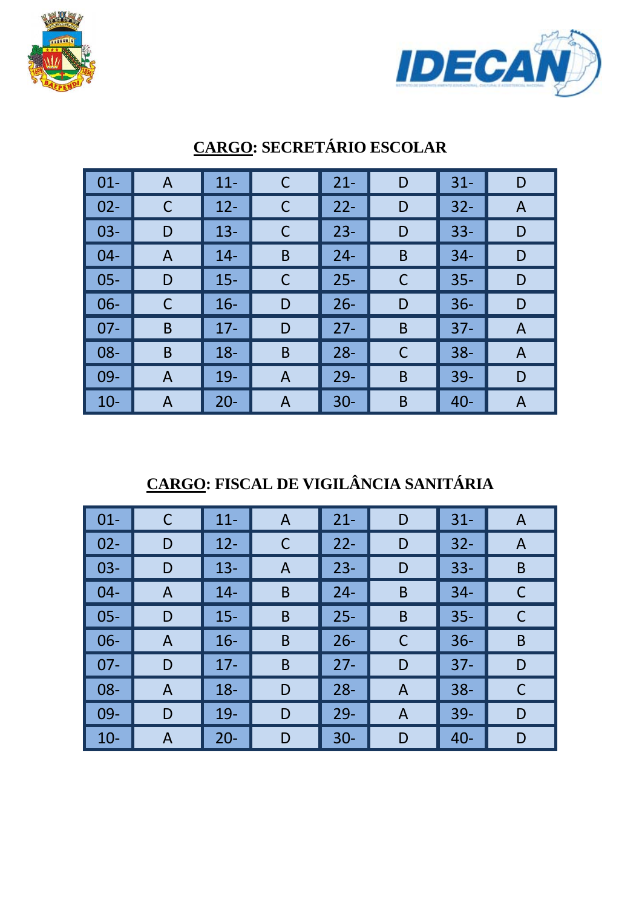## CARGO: SECRETÁRIO ESCOLAR

| | | | | | | | |
|---|---|---|---|---|---|---|---|
| 01- | A | 11- | C | 21- | D | 31- | D |
| 02- | C | 12- | C | 22- | D | 32- | A |
| 03- | D | 13- | C | 23- | D | 33- | D |
| 04- | A | 14- | B | 24- | B | 34- | D |
| 05- | D | 15- | C | 25- | C | 35- | D |
| 06- | C | 16- | D | 26- | D | 36- | D |
| 07- | B | 17- | D | 27- | B | 37- | A |
| 08- | B | 18- | B | 28- | C | 38- | A |
| 09- | A | 19- | A | 29- | B | 39- | D |
| 10- | A | 20- | A | 30- | B | 40- | A |

## CARGO: FISCAL DE VIGILÂNCIA SANITÁRIA

| | | | | | | | |
|---|---|---|---|---|---|---|---|
| 01- | C | 11- | A | 21- | D | 31- | A |
| 02- | D | 12- | C | 22- | D | 32- | A |
| 03- | D | 13- | A | 23- | D | 33- | B |
| 04- | A | 14- | B | 24- | B | 34- | C |
| 05- | D | 15- | B | 25- | B | 35- | C |
| 06- | A | 16- | B | 26- | C | 36- | B |
| 07- | D | 17- | B | 27- | D | 37- | D |
| 08- | A | 18- | D | 28- | A | 38- | C |
| 09- | D | 19- | D | 29- | A | 39- | D |
| 10- | A | 20- | D | 30- | D | 40- | D |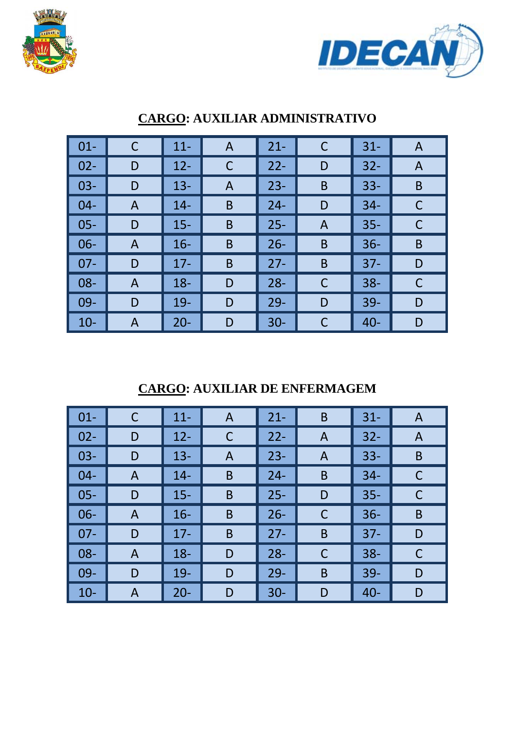## CARGO: AUXILIAR ADMINISTRATIVO

| | | | | | | | |
|---|---|---|---|---|---|---|---|
| 01- | C | 11- | A | 21- | C | 31- | A |
| 02- | D | 12- | C | 22- | D | 32- | A |
| 03- | D | 13- | A | 23- | B | 33- | B |
| 04- | A | 14- | B | 24- | D | 34- | C |
| 05- | D | 15- | B | 25- | A | 35- | C |
| 06- | A | 16- | B | 26- | B | 36- | B |
| 07- | D | 17- | B | 27- | B | 37- | D |
| 08- | A | 18- | D | 28- | C | 38- | C |
| 09- | D | 19- | D | 29- | D | 39- | D |
| 10- | A | 20- | D | 30- | C | 40- | D |

## CARGO: AUXILIAR DE ENFERMAGEM

| | | | | | | | |
|---|---|---|---|---|---|---|---|
| 01- | C | 11- | A | 21- | B | 31- | A |
| 02- | D | 12- | C | 22- | A | 32- | A |
| 03- | D | 13- | A | 23- | A | 33- | B |
| 04- | A | 14- | B | 24- | B | 34- | C |
| 05- | D | 15- | B | 25- | D | 35- | C |
| 06- | A | 16- | B | 26- | C | 36- | B |
| 07- | D | 17- | B | 27- | B | 37- | D |
| 08- | A | 18- | D | 28- | C | 38- | C |
| 09- | D | 19- | D | 29- | B | 39- | D |
| 10- | A | 20- | D | 30- | D | 40- | D |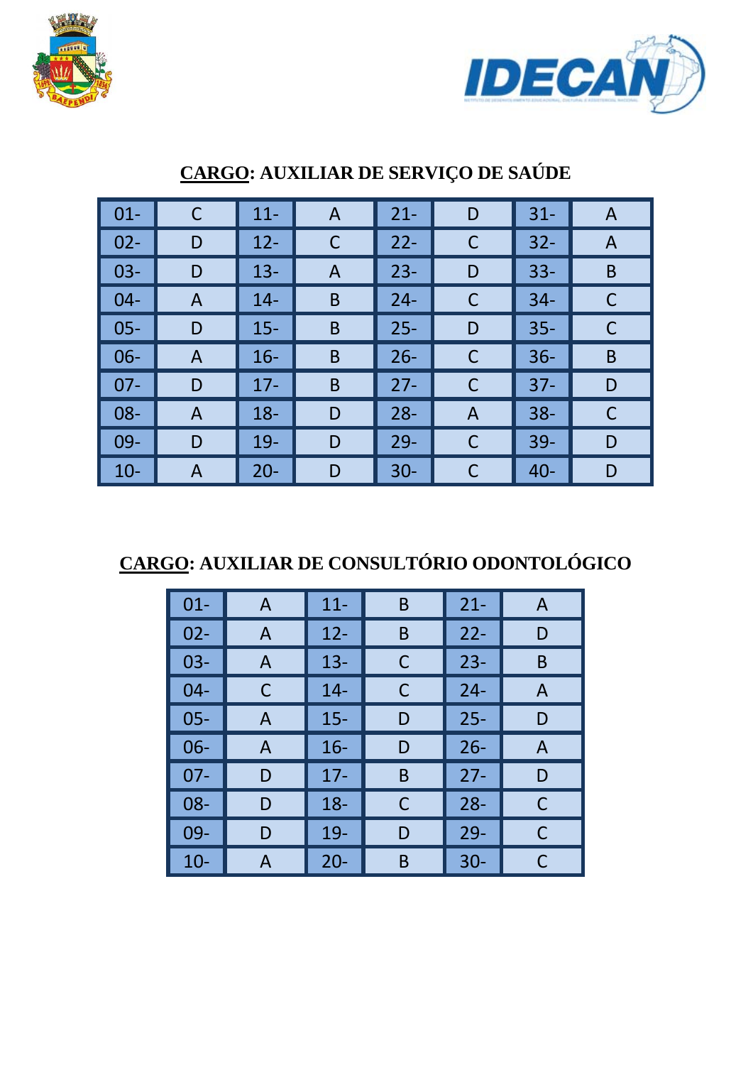## CARGO: AUXILIAR DE SERVIÇO DE SAÚDE

| | | | | | | | |
|---|---|---|---|---|---|---|---|
| 01- | C | 11- | A | 21- | D | 31- | A |
| 02- | D | 12- | C | 22- | C | 32- | A |
| 03- | D | 13- | A | 23- | D | 33- | B |
| 04- | A | 14- | B | 24- | C | 34- | C |
| 05- | D | 15- | B | 25- | D | 35- | C |
| 06- | A | 16- | B | 26- | C | 36- | B |
| 07- | D | 17- | B | 27- | C | 37- | D |
| 08- | A | 18- | D | 28- | A | 38- | C |
| 09- | D | 19- | D | 29- | C | 39- | D |
| 10- | A | 20- | D | 30- | C | 40- | D |

## CARGO: AUXILIAR DE CONSULTÓRIO ODONTOLÓGICO

| | | | | | |
|---|---|---|---|---|---|
| 01- | A | 11- | B | 21- | A |
| 02- | A | 12- | B | 22- | D |
| 03- | A | 13- | C | 23- | B |
| 04- | C | 14- | C | 24- | A |
| 05- | A | 15- | D | 25- | D |
| 06- | A | 16- | D | 26- | A |
| 07- | D | 17- | B | 27- | D |
| 08- | D | 18- | C | 28- | C |
| 09- | D | 19- | D | 29- | C |
| 10- | A | 20- | B | 30- | C |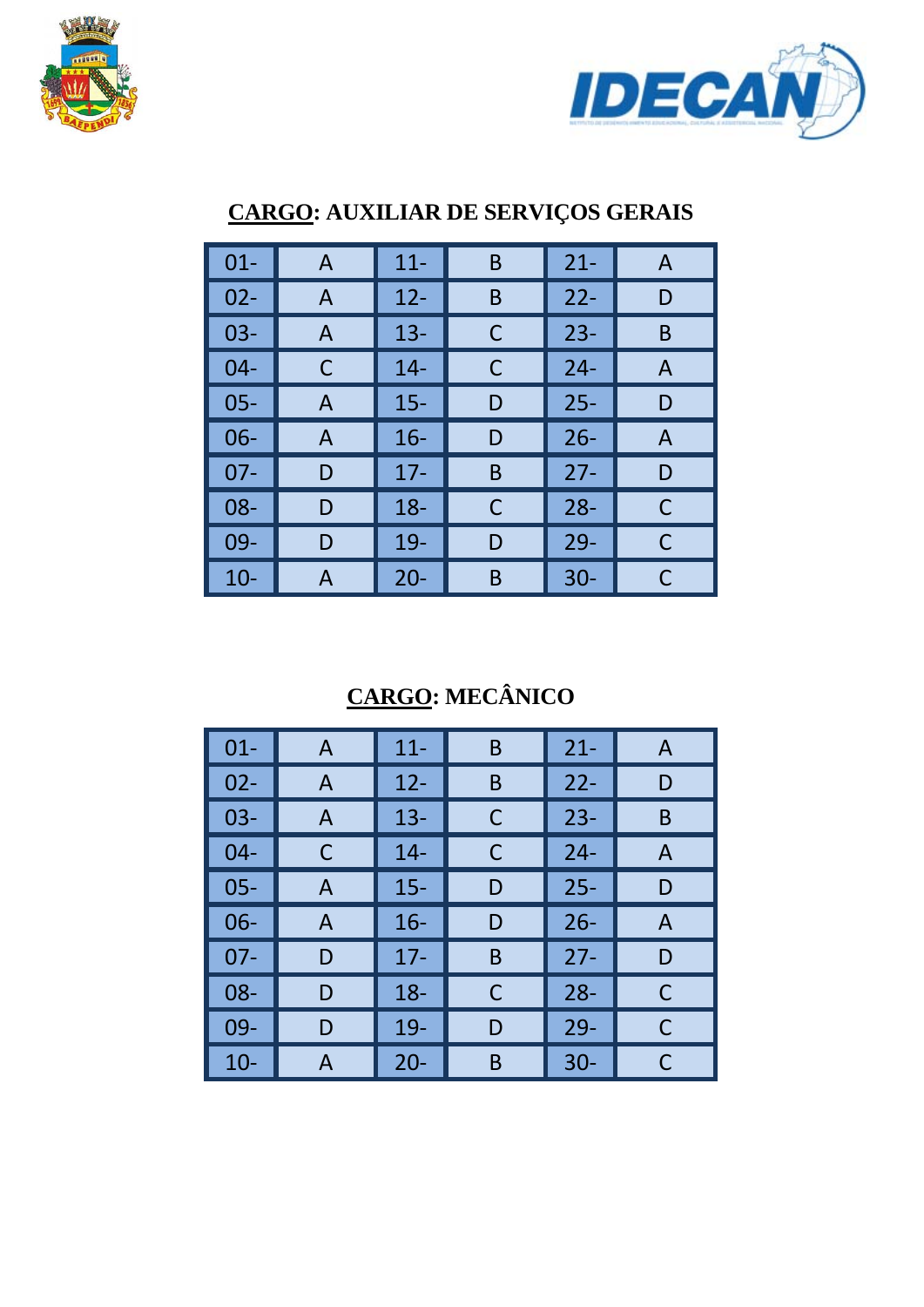## CARGO: AUXILIAR DE SERVIÇOS GERAIS

| | | | | | |
|---|---|---|---|---|---|
| 01- | A | 11- | B | 21- | A |
| 02- | A | 12- | B | 22- | D |
| 03- | A | 13- | C | 23- | B |
| 04- | C | 14- | C | 24- | A |
| 05- | A | 15- | D | 25- | D |
| 06- | A | 16- | D | 26- | A |
| 07- | D | 17- | B | 27- | D |
| 08- | D | 18- | C | 28- | C |
| 09- | D | 19- | D | 29- | C |
| 10- | A | 20- | B | 30- | C |

## CARGO: MECÂNICO

| | | | | | |
|---|---|---|---|---|---|
| 01- | A | 11- | B | 21- | A |
| 02- | A | 12- | B | 22- | D |
| 03- | A | 13- | C | 23- | B |
| 04- | C | 14- | C | 24- | A |
| 05- | A | 15- | D | 25- | D |
| 06- | A | 16- | D | 26- | A |
| 07- | D | 17- | B | 27- | D |
| 08- | D | 18- | C | 28- | C |
| 09- | D | 19- | D | 29- | C |
| 10- | A | 20- | B | 30- | C |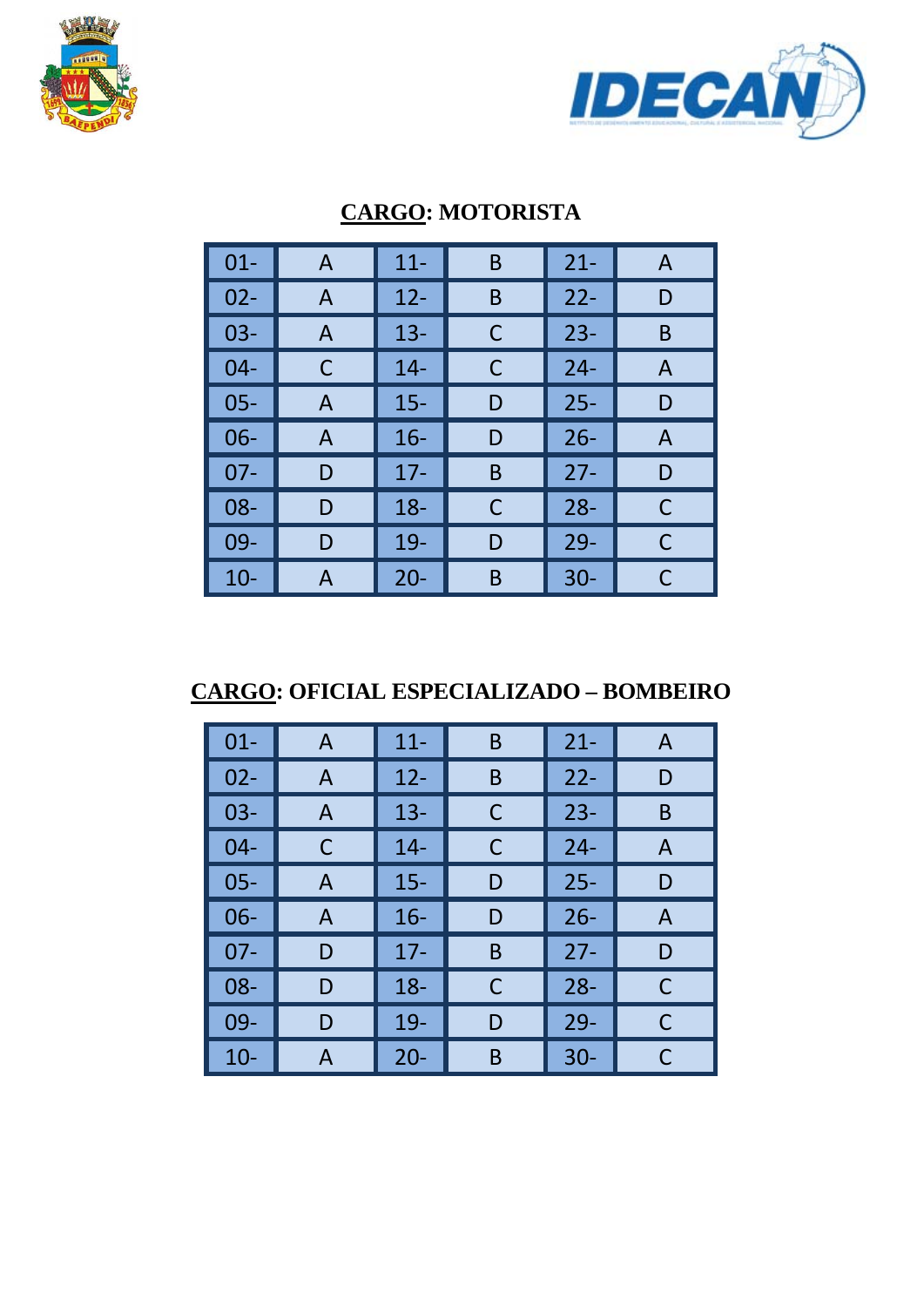**CARGO: MOTORISTA**

| | | | | | |
|---|---|---|---|---|---|
| 01- | A | 11- | B | 21- | A |
| 02- | A | 12- | B | 22- | D |
| 03- | A | 13- | C | 23- | B |
| 04- | C | 14- | C | 24- | A |
| 05- | A | 15- | D | 25- | D |
| 06- | A | 16- | D | 26- | A |
| 07- | D | 17- | B | 27- | D |
| 08- | D | 18- | C | 28- | C |
| 09- | D | 19- | D | 29- | C |
| 10- | A | 20- | B | 30- | C |

**CARGO: OFICIAL ESPECIALIZADO – BOMBEIRO**

| | | | | | |
|---|---|---|---|---|---|
| 01- | A | 11- | B | 21- | A |
| 02- | A | 12- | B | 22- | D |
| 03- | A | 13- | C | 23- | B |
| 04- | C | 14- | C | 24- | A |
| 05- | A | 15- | D | 25- | D |
| 06- | A | 16- | D | 26- | A |
| 07- | D | 17- | B | 27- | D |
| 08- | D | 18- | C | 28- | C |
| 09- | D | 19- | D | 29- | C |
| 10- | A | 20- | B | 30- | C |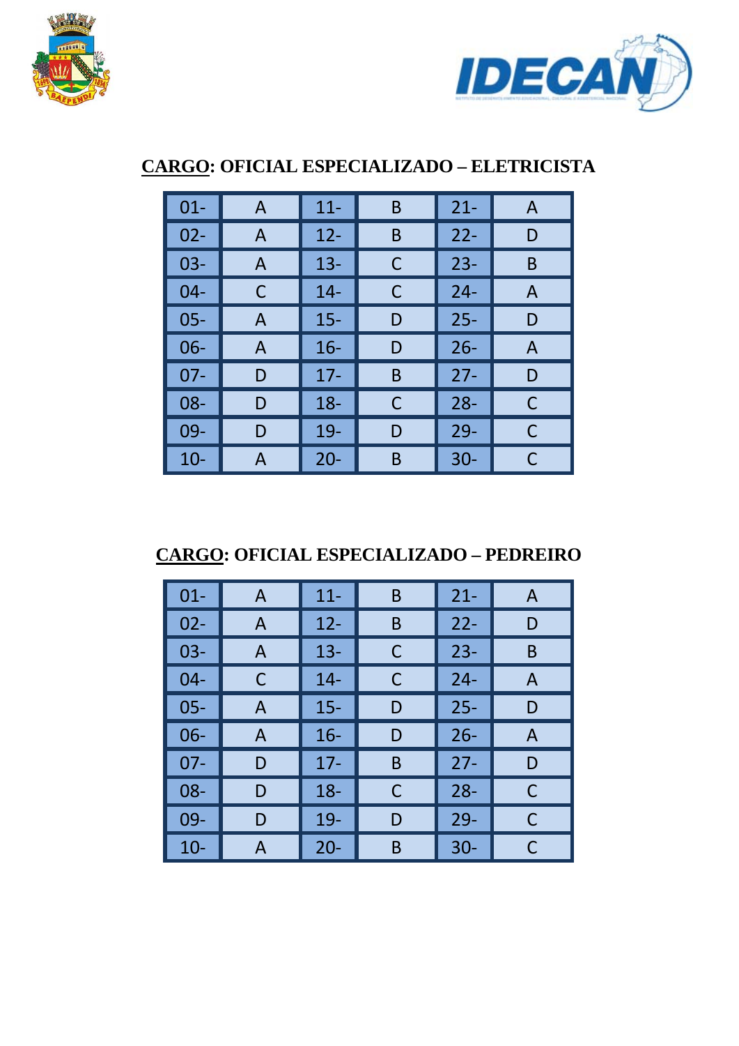**<u>CARGO</u>: OFICIAL ESPECIALIZADO – ELETRICISTA**

| | | | | | |
|---|---|---|---|---|---|
| 01- | A | 11- | B | 21- | A |
| 02- | A | 12- | B | 22- | D |
| 03- | A | 13- | C | 23- | B |
| 04- | C | 14- | C | 24- | A |
| 05- | A | 15- | D | 25- | D |
| 06- | A | 16- | D | 26- | A |
| 07- | D | 17- | B | 27- | D |
| 08- | D | 18- | C | 28- | C |
| 09- | D | 19- | D | 29- | C |
| 10- | A | 20- | B | 30- | C |

**<u>CARGO</u>: OFICIAL ESPECIALIZADO – PEDREIRO**

| | | | | | |
|---|---|---|---|---|---|
| 01- | A | 11- | B | 21- | A |
| 02- | A | 12- | B | 22- | D |
| 03- | A | 13- | C | 23- | B |
| 04- | C | 14- | C | 24- | A |
| 05- | A | 15- | D | 25- | D |
| 06- | A | 16- | D | 26- | A |
| 07- | D | 17- | B | 27- | D |
| 08- | D | 18- | C | 28- | C |
| 09- | D | 19- | D | 29- | C |
| 10- | A | 20- | B | 30- | C |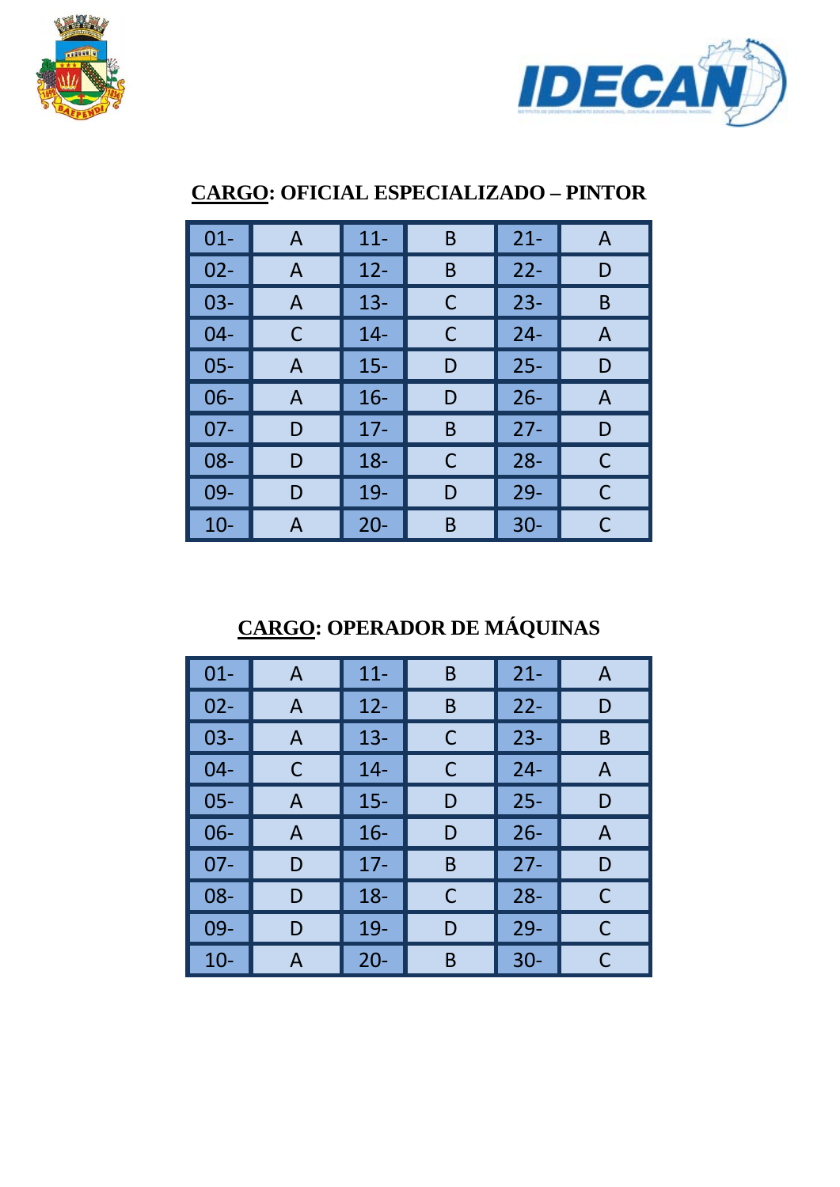## CARGO: OFICIAL ESPECIALIZADO – PINTOR

| | | | | | |
|---|---|---|---|---|---|
| 01- | A | 11- | B | 21- | A |
| 02- | A | 12- | B | 22- | D |
| 03- | A | 13- | C | 23- | B |
| 04- | C | 14- | C | 24- | A |
| 05- | A | 15- | D | 25- | D |
| 06- | A | 16- | D | 26- | A |
| 07- | D | 17- | B | 27- | D |
| 08- | D | 18- | C | 28- | C |
| 09- | D | 19- | D | 29- | C |
| 10- | A | 20- | B | 30- | C |

## CARGO: OPERADOR DE MÁQUINAS

| | | | | | |
|---|---|---|---|---|---|
| 01- | A | 11- | B | 21- | A |
| 02- | A | 12- | B | 22- | D |
| 03- | A | 13- | C | 23- | B |
| 04- | C | 14- | C | 24- | A |
| 05- | A | 15- | D | 25- | D |
| 06- | A | 16- | D | 26- | A |
| 07- | D | 17- | B | 27- | D |
| 08- | D | 18- | C | 28- | C |
| 09- | D | 19- | D | 29- | C |
| 10- | A | 20- | B | 30- | C |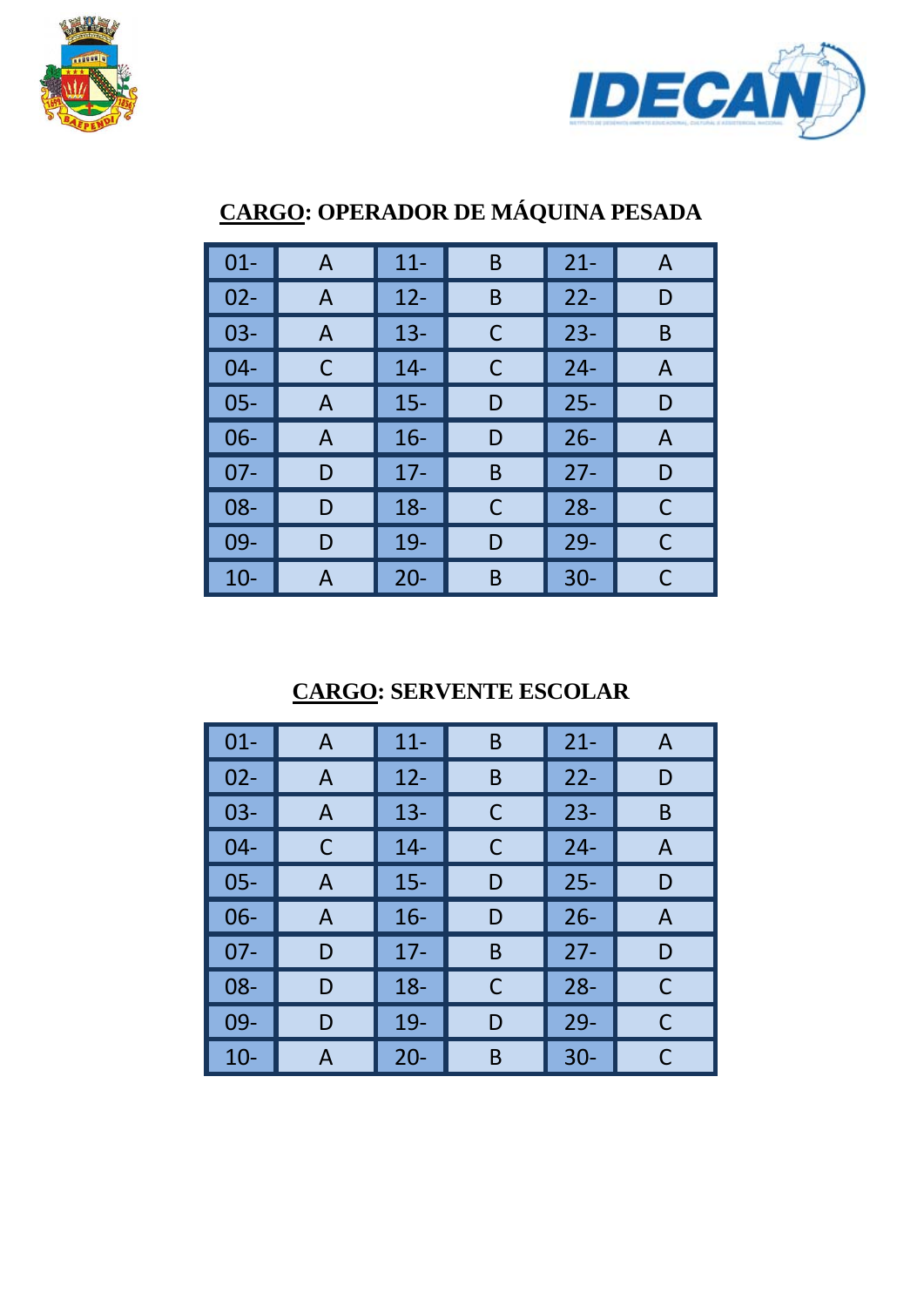**CARGO: OPERADOR DE MÁQUINA PESADA**

| | | | | | |
|---|---|---|---|---|---|
| 01- | A | 11- | B | 21- | A |
| 02- | A | 12- | B | 22- | D |
| 03- | A | 13- | C | 23- | B |
| 04- | C | 14- | C | 24- | A |
| 05- | A | 15- | D | 25- | D |
| 06- | A | 16- | D | 26- | A |
| 07- | D | 17- | B | 27- | D |
| 08- | D | 18- | C | 28- | C |
| 09- | D | 19- | D | 29- | C |
| 10- | A | 20- | B | 30- | C |

**CARGO: SERVENTE ESCOLAR**

| | | | | | |
|---|---|---|---|---|---|
| 01- | A | 11- | B | 21- | A |
| 02- | A | 12- | B | 22- | D |
| 03- | A | 13- | C | 23- | B |
| 04- | C | 14- | C | 24- | A |
| 05- | A | 15- | D | 25- | D |
| 06- | A | 16- | D | 26- | A |
| 07- | D | 17- | B | 27- | D |
| 08- | D | 18- | C | 28- | C |
| 09- | D | 19- | D | 29- | C |
| 10- | A | 20- | B | 30- | C |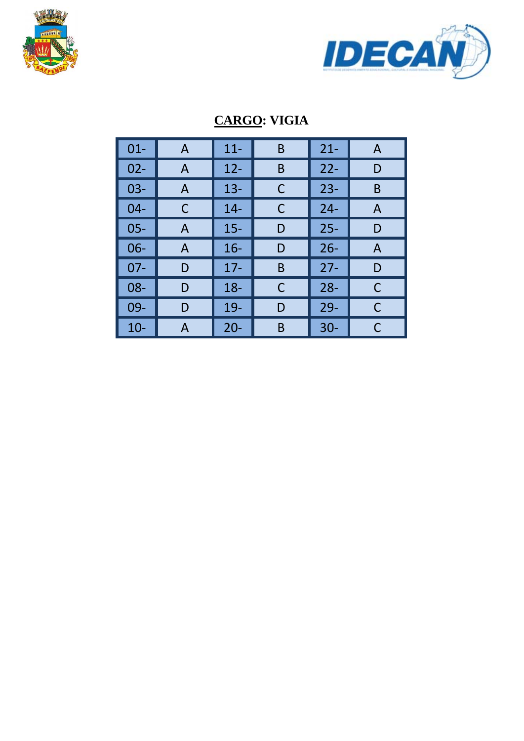**CARGO: VIGIA**

| | | | | | |
|---|---|---|---|---|---|
| 01- | A | 11- | B | 21- | A |
| 02- | A | 12- | B | 22- | D |
| 03- | A | 13- | C | 23- | B |
| 04- | C | 14- | C | 24- | A |
| 05- | A | 15- | D | 25- | D |
| 06- | A | 16- | D | 26- | A |
| 07- | D | 17- | B | 27- | D |
| 08- | D | 18- | C | 28- | C |
| 09- | D | 19- | D | 29- | C |
| 10- | A | 20- | B | 30- | C |